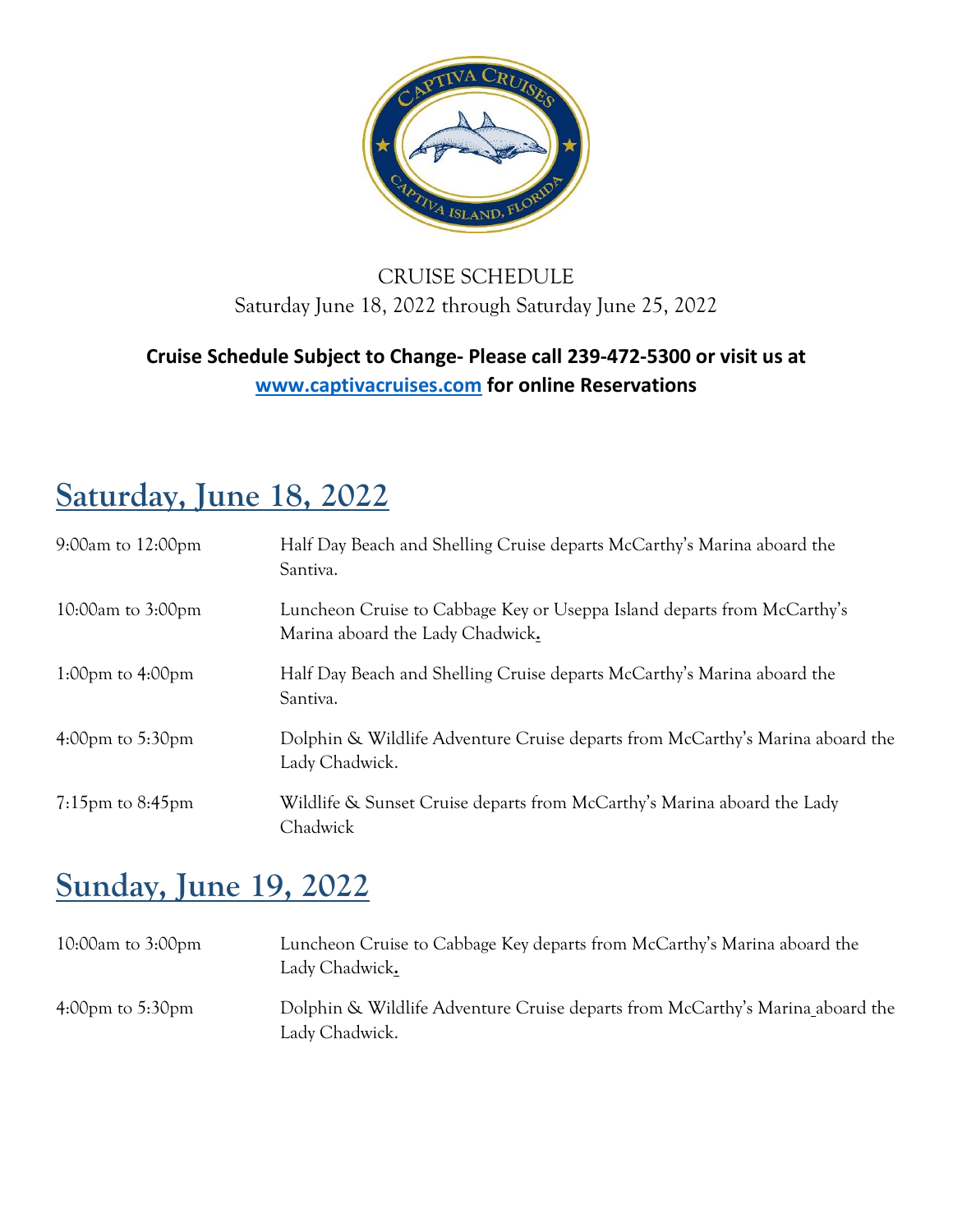CRUISE SCHEDULE

Saturday June 18, 2022 through Saturday June 25, 2022

**Cruise Schedule Subject to Change- Please call 239-472-5300 or visit us at www.captivacruises.com for online Reservations**

## Saturday, June 18, 2022

| | |
|---|---|
| 9:00am to 12:00pm | Half Day Beach and Shelling Cruise departs McCarthy's Marina aboard the Santiva. |
| 10:00am to 3:00pm | Luncheon Cruise to Cabbage Key or Useppa Island departs from McCarthy's Marina aboard the Lady Chadwick. |
| 1:00pm to 4:00pm | Half Day Beach and Shelling Cruise departs McCarthy's Marina aboard the Santiva. |
| 4:00pm to 5:30pm | Dolphin & Wildlife Adventure Cruise departs from McCarthy's Marina aboard the Lady Chadwick. |
| 7:15pm to 8:45pm | Wildlife & Sunset Cruise departs from McCarthy's Marina aboard the Lady Chadwick |

## Sunday, June 19, 2022

| | |
|---|---|
| 10:00am to 3:00pm | Luncheon Cruise to Cabbage Key departs from McCarthy's Marina aboard the Lady Chadwick. |
| 4:00pm to 5:30pm | Dolphin & Wildlife Adventure Cruise departs from McCarthy's Marina aboard the Lady Chadwick. |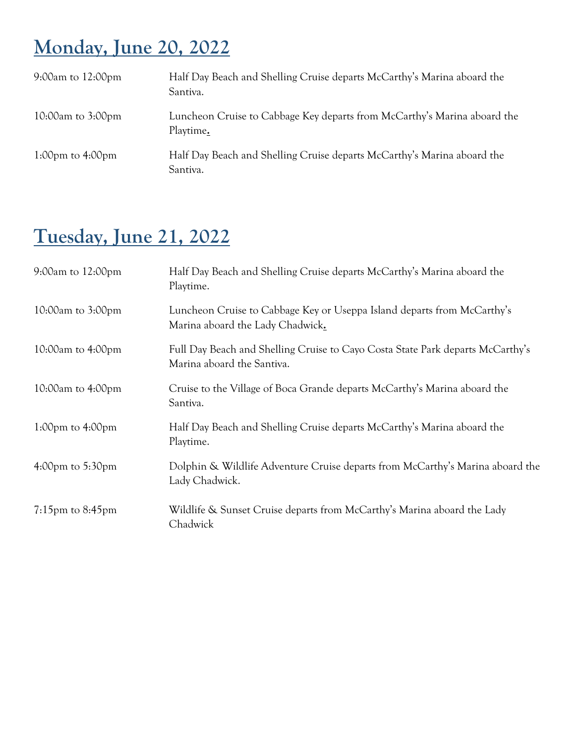# Monday, June 20, 2022

| | |
|---|---|
| 9:00am to 12:00pm | Half Day Beach and Shelling Cruise departs McCarthy's Marina aboard the Santiva. |
| 10:00am to 3:00pm | Luncheon Cruise to Cabbage Key departs from McCarthy's Marina aboard the Playtime. |
| 1:00pm to 4:00pm | Half Day Beach and Shelling Cruise departs McCarthy's Marina aboard the Santiva. |

# Tuesday, June 21, 2022

| | |
|---|---|
| 9:00am to 12:00pm | Half Day Beach and Shelling Cruise departs McCarthy's Marina aboard the Playtime. |
| 10:00am to 3:00pm | Luncheon Cruise to Cabbage Key or Useppa Island departs from McCarthy's Marina aboard the Lady Chadwick. |
| 10:00am to 4:00pm | Full Day Beach and Shelling Cruise to Cayo Costa State Park departs McCarthy's Marina aboard the Santiva. |
| 10:00am to 4:00pm | Cruise to the Village of Boca Grande departs McCarthy's Marina aboard the Santiva. |
| 1:00pm to 4:00pm | Half Day Beach and Shelling Cruise departs McCarthy's Marina aboard the Playtime. |
| 4:00pm to 5:30pm | Dolphin & Wildlife Adventure Cruise departs from McCarthy's Marina aboard the Lady Chadwick. |
| 7:15pm to 8:45pm | Wildlife & Sunset Cruise departs from McCarthy's Marina aboard the Lady Chadwick |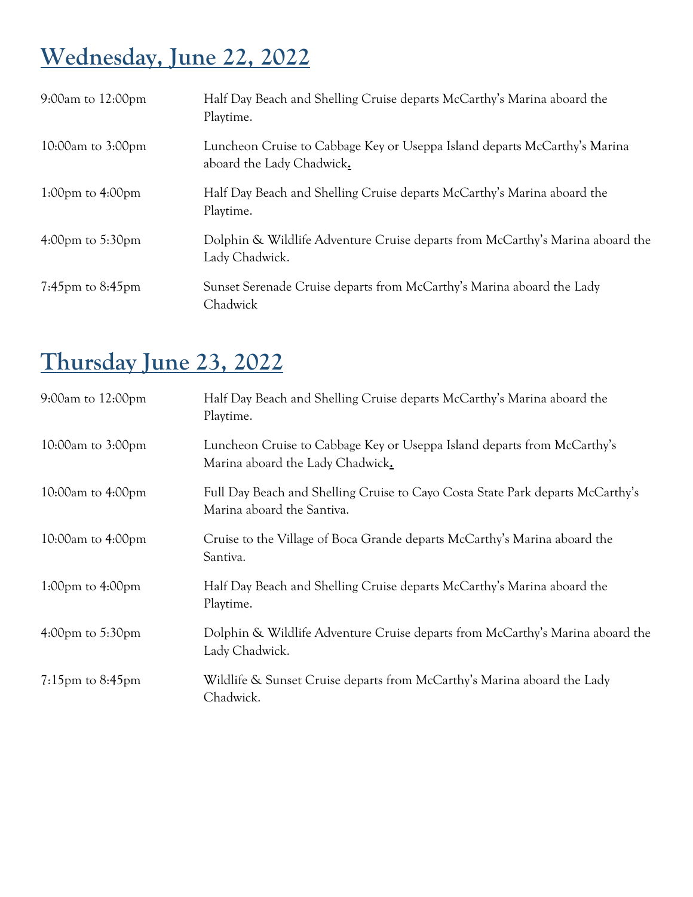## Wednesday, June 22, 2022

| | |
|---|---|
| 9:00am to 12:00pm | Half Day Beach and Shelling Cruise departs McCarthy's Marina aboard the Playtime. |
| 10:00am to 3:00pm | Luncheon Cruise to Cabbage Key or Useppa Island departs McCarthy's Marina aboard the Lady Chadwick. |
| 1:00pm to 4:00pm | Half Day Beach and Shelling Cruise departs McCarthy's Marina aboard the Playtime. |
| 4:00pm to 5:30pm | Dolphin & Wildlife Adventure Cruise departs from McCarthy's Marina aboard the Lady Chadwick. |
| 7:45pm to 8:45pm | Sunset Serenade Cruise departs from McCarthy's Marina aboard the Lady Chadwick |

## Thursday June 23, 2022

| | |
|---|---|
| 9:00am to 12:00pm | Half Day Beach and Shelling Cruise departs McCarthy's Marina aboard the Playtime. |
| 10:00am to 3:00pm | Luncheon Cruise to Cabbage Key or Useppa Island departs from McCarthy's Marina aboard the Lady Chadwick. |
| 10:00am to 4:00pm | Full Day Beach and Shelling Cruise to Cayo Costa State Park departs McCarthy's Marina aboard the Santiva. |
| 10:00am to 4:00pm | Cruise to the Village of Boca Grande departs McCarthy's Marina aboard the Santiva. |
| 1:00pm to 4:00pm | Half Day Beach and Shelling Cruise departs McCarthy's Marina aboard the Playtime. |
| 4:00pm to 5:30pm | Dolphin & Wildlife Adventure Cruise departs from McCarthy's Marina aboard the Lady Chadwick. |
| 7:15pm to 8:45pm | Wildlife & Sunset Cruise departs from McCarthy's Marina aboard the Lady Chadwick. |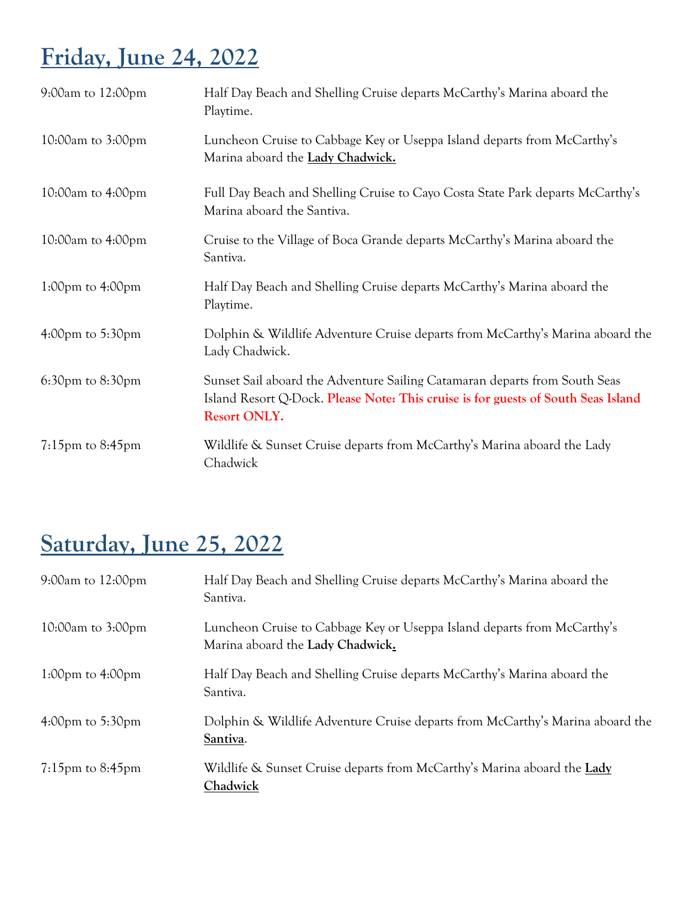## Friday, June 24, 2022

| | |
|---|---|
| 9:00am to 12:00pm | Half Day Beach and Shelling Cruise departs McCarthy's Marina aboard the Playtime. |
| 10:00am to 3:00pm | Luncheon Cruise to Cabbage Key or Useppa Island departs from McCarthy's Marina aboard the **Lady Chadwick.** |
| 10:00am to 4:00pm | Full Day Beach and Shelling Cruise to Cayo Costa State Park departs McCarthy's Marina aboard the Santiva. |
| 10:00am to 4:00pm | Cruise to the Village of Boca Grande departs McCarthy's Marina aboard the Santiva. |
| 1:00pm to 4:00pm | Half Day Beach and Shelling Cruise departs McCarthy's Marina aboard the Playtime. |
| 4:00pm to 5:30pm | Dolphin & Wildlife Adventure Cruise departs from McCarthy's Marina aboard the Lady Chadwick. |
| 6:30pm to 8:30pm | Sunset Sail aboard the Adventure Sailing Catamaran departs from South Seas Island Resort Q-Dock. **Please Note: This cruise is for guests of South Seas Island Resort ONLY.** |
| 7:15pm to 8:45pm | Wildlife & Sunset Cruise departs from McCarthy's Marina aboard the Lady Chadwick |

## Saturday, June 25, 2022

| | |
|---|---|
| 9:00am to 12:00pm | Half Day Beach and Shelling Cruise departs McCarthy's Marina aboard the Santiva. |
| 10:00am to 3:00pm | Luncheon Cruise to Cabbage Key or Useppa Island departs from McCarthy's Marina aboard the **Lady Chadwick.** |
| 1:00pm to 4:00pm | Half Day Beach and Shelling Cruise departs McCarthy's Marina aboard the Santiva. |
| 4:00pm to 5:30pm | Dolphin & Wildlife Adventure Cruise departs from McCarthy's Marina aboard the **Santiva**. |
| 7:15pm to 8:45pm | Wildlife & Sunset Cruise departs from McCarthy's Marina aboard the **Lady Chadwick** |